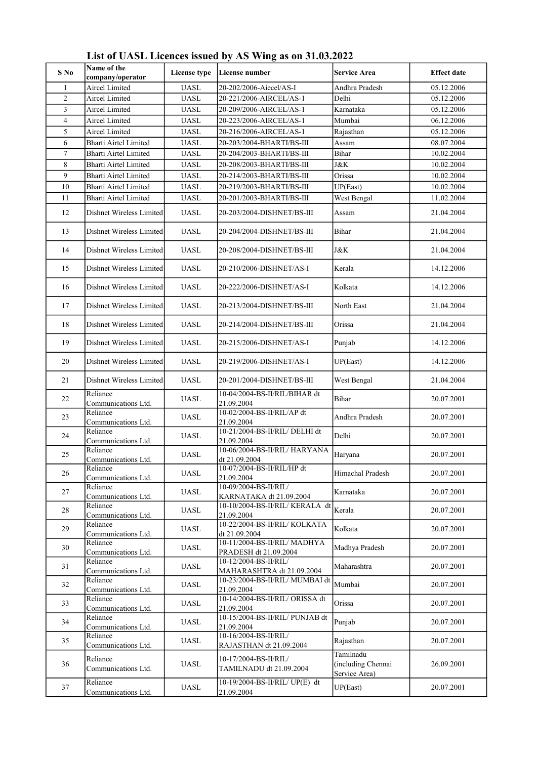## List of UASL Licences issued by AS Wing as on 31.03.2022

| S No | Name of the company/operator | License type | License number | Service Area | Effect date |
|---|---|---|---|---|---|
| 1 | Aircel Limited | UASL | 20-202/2006-Aiecel/AS-I | Andhra Pradesh | 05.12.2006 |
| 2 | Aircel Limited | UASL | 20-221/2006-AIRCEL/AS-1 | Delhi | 05.12.2006 |
| 3 | Aircel Limited | UASL | 20-209/2006-AIRCEL/AS-1 | Karnataka | 05.12.2006 |
| 4 | Aircel Limited | UASL | 20-223/2006-AIRCEL/AS-1 | Mumbai | 06.12.2006 |
| 5 | Aircel Limited | UASL | 20-216/2006-AIRCEL/AS-1 | Rajasthan | 05.12.2006 |
| 6 | Bharti Airtel Limited | UASL | 20-203/2004-BHARTI/BS-III | Assam | 08.07.2004 |
| 7 | Bharti Airtel Limited | UASL | 20-204/2003-BHARTI/BS-III | Bihar | 10.02.2004 |
| 8 | Bharti Airtel Limited | UASL | 20-208/2003-BHARTI/BS-III | J&K | 10.02.2004 |
| 9 | Bharti Airtel Limited | UASL | 20-214/2003-BHARTI/BS-III | Orissa | 10.02.2004 |
| 10 | Bharti Airtel Limited | UASL | 20-219/2003-BHARTI/BS-III | UP(East) | 10.02.2004 |
| 11 | Bharti Airtel Limited | UASL | 20-201/2003-BHARTI/BS-III | West Bengal | 11.02.2004 |
| 12 | Dishnet Wireless Limited | UASL | 20-203/2004-DISHNET/BS-III | Assam | 21.04.2004 |
| 13 | Dishnet Wireless Limited | UASL | 20-204/2004-DISHNET/BS-III | Bihar | 21.04.2004 |
| 14 | Dishnet Wireless Limited | UASL | 20-208/2004-DISHNET/BS-III | J&K | 21.04.2004 |
| 15 | Dishnet Wireless Limited | UASL | 20-210/2006-DISHNET/AS-I | Kerala | 14.12.2006 |
| 16 | Dishnet Wireless Limited | UASL | 20-222/2006-DISHNET/AS-I | Kolkata | 14.12.2006 |
| 17 | Dishnet Wireless Limited | UASL | 20-213/2004-DISHNET/BS-III | North East | 21.04.2004 |
| 18 | Dishnet Wireless Limited | UASL | 20-214/2004-DISHNET/BS-III | Orissa | 21.04.2004 |
| 19 | Dishnet Wireless Limited | UASL | 20-215/2006-DISHNET/AS-I | Punjab | 14.12.2006 |
| 20 | Dishnet Wireless Limited | UASL | 20-219/2006-DISHNET/AS-I | UP(East) | 14.12.2006 |
| 21 | Dishnet Wireless Limited | UASL | 20-201/2004-DISHNET/BS-III | West Bengal | 21.04.2004 |
| 22 | Reliance Communications Ltd. | UASL | 10-04/2004-BS-II/RIL/BIHAR dt 21.09.2004 | Bihar | 20.07.2001 |
| 23 | Reliance Communications Ltd. | UASL | 10-02/2004-BS-II/RIL/AP dt 21.09.2004 | Andhra Pradesh | 20.07.2001 |
| 24 | Reliance Communications Ltd. | UASL | 10-21/2004-BS-II/RIL/ DELHI dt 21.09.2004 | Delhi | 20.07.2001 |
| 25 | Reliance Communications Ltd. | UASL | 10-06/2004-BS-II/RIL/ HARYANA dt 21.09.2004 | Haryana | 20.07.2001 |
| 26 | Reliance Communications Ltd. | UASL | 10-07/2004-BS-II/RIL/HP dt 21.09.2004 | Himachal Pradesh | 20.07.2001 |
| 27 | Reliance Communications Ltd. | UASL | 10-09/2004-BS-II/RIL/ KARNATAKA dt 21.09.2004 | Karnataka | 20.07.2001 |
| 28 | Reliance Communications Ltd. | UASL | 10-10/2004-BS-II/RIL/ KERALA dt 21.09.2004 | Kerala | 20.07.2001 |
| 29 | Reliance Communications Ltd. | UASL | 10-22/2004-BS-II/RIL/ KOLKATA dt 21.09.2004 | Kolkata | 20.07.2001 |
| 30 | Reliance Communications Ltd. | UASL | 10-11/2004-BS-II/RIL/ MADHYA PRADESH dt 21.09.2004 | Madhya Pradesh | 20.07.2001 |
| 31 | Reliance Communications Ltd. | UASL | 10-12/2004-BS-II/RIL/ MAHARASHTRA dt 21.09.2004 | Maharashtra | 20.07.2001 |
| 32 | Reliance Communications Ltd. | UASL | 10-23/2004-BS-II/RIL/ MUMBAI dt 21.09.2004 | Mumbai | 20.07.2001 |
| 33 | Reliance Communications Ltd. | UASL | 10-14/2004-BS-II/RIL/ ORISSA dt 21.09.2004 | Orissa | 20.07.2001 |
| 34 | Reliance Communications Ltd. | UASL | 10-15/2004-BS-II/RIL/ PUNJAB dt 21.09.2004 | Punjab | 20.07.2001 |
| 35 | Reliance Communications Ltd. | UASL | 10-16/2004-BS-II/RIL/ RAJASTHAN dt 21.09.2004 | Rajasthan | 20.07.2001 |
| 36 | Reliance Communications Ltd. | UASL | 10-17/2004-BS-II/RIL/ TAMILNADU dt 21.09.2004 | Tamilnadu (including Chennai Service Area) | 26.09.2001 |
| 37 | Reliance Communications Ltd. | UASL | 10-19/2004-BS-II/RIL/ UP(E) dt 21.09.2004 | UP(East) | 20.07.2001 |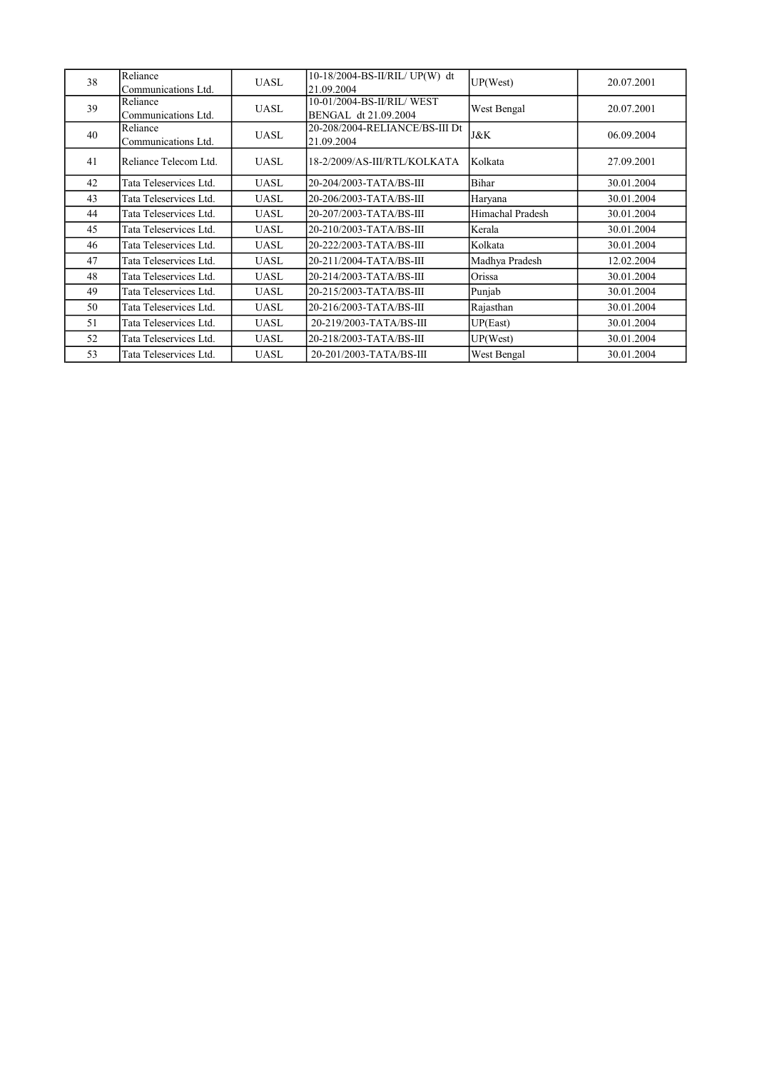| | | | | | |
|---|---|---|---|---|---|
| 38 | Reliance Communications Ltd. | UASL | 10-18/2004-BS-II/RIL/ UP(W) dt 21.09.2004 | UP(West) | 20.07.2001 |
| 39 | Reliance Communications Ltd. | UASL | 10-01/2004-BS-II/RIL/ WEST BENGAL dt 21.09.2004 | West Bengal | 20.07.2001 |
| 40 | Reliance Communications Ltd. | UASL | 20-208/2004-RELIANCE/BS-III Dt 21.09.2004 | J&K | 06.09.2004 |
| 41 | Reliance Telecom Ltd. | UASL | 18-2/2009/AS-III/RTL/KOLKATA | Kolkata | 27.09.2001 |
| 42 | Tata Teleservices Ltd. | UASL | 20-204/2003-TATA/BS-III | Bihar | 30.01.2004 |
| 43 | Tata Teleservices Ltd. | UASL | 20-206/2003-TATA/BS-III | Haryana | 30.01.2004 |
| 44 | Tata Teleservices Ltd. | UASL | 20-207/2003-TATA/BS-III | Himachal Pradesh | 30.01.2004 |
| 45 | Tata Teleservices Ltd. | UASL | 20-210/2003-TATA/BS-III | Kerala | 30.01.2004 |
| 46 | Tata Teleservices Ltd. | UASL | 20-222/2003-TATA/BS-III | Kolkata | 30.01.2004 |
| 47 | Tata Teleservices Ltd. | UASL | 20-211/2004-TATA/BS-III | Madhya Pradesh | 12.02.2004 |
| 48 | Tata Teleservices Ltd. | UASL | 20-214/2003-TATA/BS-III | Orissa | 30.01.2004 |
| 49 | Tata Teleservices Ltd. | UASL | 20-215/2003-TATA/BS-III | Punjab | 30.01.2004 |
| 50 | Tata Teleservices Ltd. | UASL | 20-216/2003-TATA/BS-III | Rajasthan | 30.01.2004 |
| 51 | Tata Teleservices Ltd. | UASL | 20-219/2003-TATA/BS-III | UP(East) | 30.01.2004 |
| 52 | Tata Teleservices Ltd. | UASL | 20-218/2003-TATA/BS-III | UP(West) | 30.01.2004 |
| 53 | Tata Teleservices Ltd. | UASL | 20-201/2003-TATA/BS-III | West Bengal | 30.01.2004 |